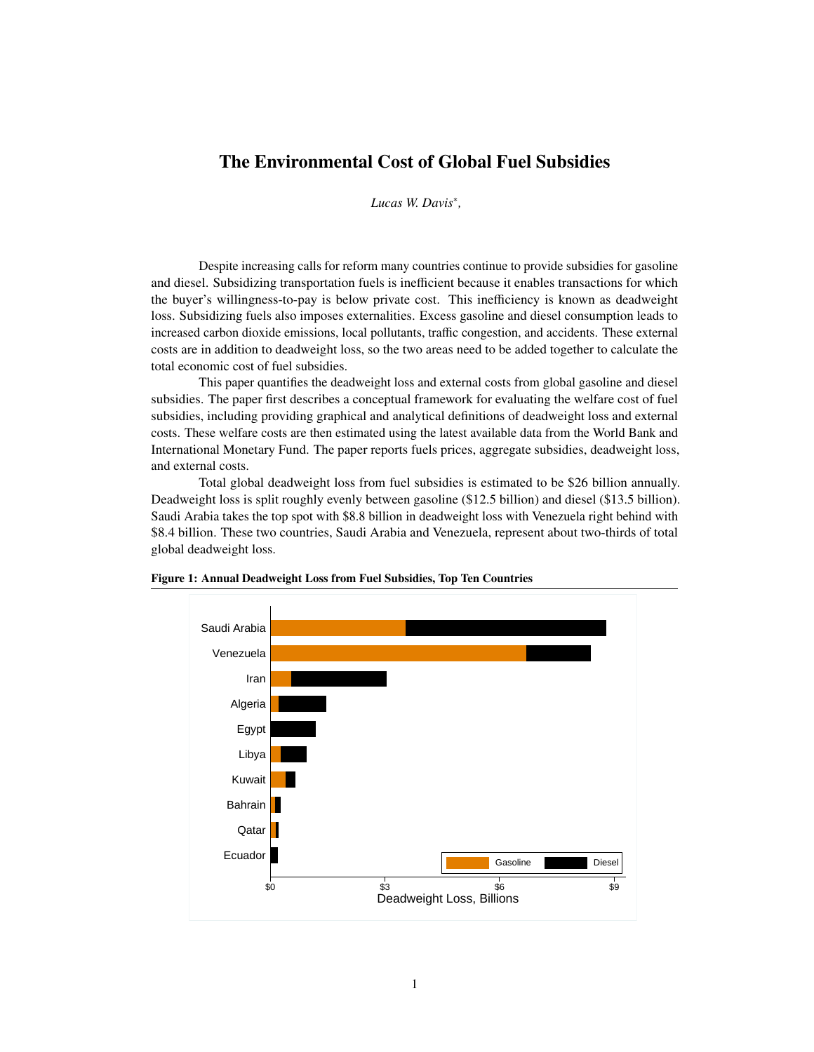# The Environmental Cost of Global Fuel Subsidies

*Lucas W. Davis*,*

Despite increasing calls for reform many countries continue to provide subsidies for gasoline and diesel. Subsidizing transportation fuels is inefficient because it enables transactions for which the buyer's willingness-to-pay is below private cost. This inefficiency is known as deadweight loss. Subsidizing fuels also imposes externalities. Excess gasoline and diesel consumption leads to increased carbon dioxide emissions, local pollutants, traffic congestion, and accidents. These external costs are in addition to deadweight loss, so the two areas need to be added together to calculate the total economic cost of fuel subsidies.

This paper quantifies the deadweight loss and external costs from global gasoline and diesel subsidies. The paper first describes a conceptual framework for evaluating the welfare cost of fuel subsidies, including providing graphical and analytical definitions of deadweight loss and external costs. These welfare costs are then estimated using the latest available data from the World Bank and International Monetary Fund. The paper reports fuels prices, aggregate subsidies, deadweight loss, and external costs.

Total global deadweight loss from fuel subsidies is estimated to be $26 billion annually. Deadweight loss is split roughly evenly between gasoline ($12.5 billion) and diesel ($13.5 billion). Saudi Arabia takes the top spot with $8.8 billion in deadweight loss with Venezuela right behind with $8.4 billion. These two countries, Saudi Arabia and Venezuela, represent about two-thirds of total global deadweight loss.

**Figure 1: Annual Deadweight Loss from Fuel Subsidies, Top Ten Countries**

Saudi Arabia
Venezuela
Iran
Algeria
Egypt
Libya
Kuwait
Bahrain
Qatar
Ecuador

Gasoline
Diesel

$0
$3
$6
$9

Deadweight Loss, Billions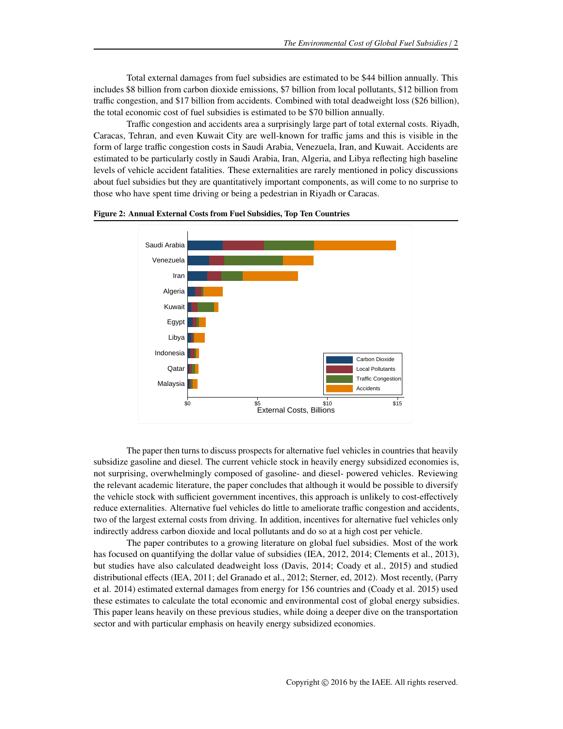Total external damages from fuel subsidies are estimated to be $44 billion annually. This includes $8 billion from carbon dioxide emissions, $7 billion from local pollutants, $12 billion from traffic congestion, and $17 billion from accidents. Combined with total deadweight loss ($26 billion), the total economic cost of fuel subsidies is estimated to be $70 billion annually.

Traffic congestion and accidents area a surprisingly large part of total external costs. Riyadh, Caracas, Tehran, and even Kuwait City are well-known for traffic jams and this is visible in the form of large traffic congestion costs in Saudi Arabia, Venezuela, Iran, and Kuwait. Accidents are estimated to be particularly costly in Saudi Arabia, Iran, Algeria, and Libya reflecting high baseline levels of vehicle accident fatalities. These externalities are rarely mentioned in policy discussions about fuel subsidies but they are quantitatively important components, as will come to no surprise to those who have spent time driving or being a pedestrian in Riyadh or Caracas.

**Figure 2: Annual External Costs from Fuel Subsidies, Top Ten Countries**

Saudi Arabia
Venezuela
Iran
Algeria
Kuwait
Egypt
Libya
Indonesia
Qatar
Malaysia

Carbon Dioxide
Local Pollutants
Traffic Congestion
Accidents

$0
$5
$10
$15

External Costs, Billions

The paper then turns to discuss prospects for alternative fuel vehicles in countries that heavily subsidize gasoline and diesel. The current vehicle stock in heavily energy subsidized economies is, not surprising, overwhelmingly composed of gasoline- and diesel- powered vehicles. Reviewing the relevant academic literature, the paper concludes that although it would be possible to diversify the vehicle stock with sufficient government incentives, this approach is unlikely to cost-effectively reduce externalities. Alternative fuel vehicles do little to ameliorate traffic congestion and accidents, two of the largest external costs from driving. In addition, incentives for alternative fuel vehicles only indirectly address carbon dioxide and local pollutants and do so at a high cost per vehicle.

The paper contributes to a growing literature on global fuel subsidies. Most of the work has focused on quantifying the dollar value of subsidies (IEA, 2012, 2014; Clements et al., 2013), but studies have also calculated deadweight loss (Davis, 2014; Coady et al., 2015) and studied distributional effects (IEA, 2011; del Granado et al., 2012; Sterner, ed, 2012). Most recently, (Parry et al. 2014) estimated external damages from energy for 156 countries and (Coady et al. 2015) used these estimates to calculate the total economic and environmental cost of global energy subsidies. This paper leans heavily on these previous studies, while doing a deeper dive on the transportation sector and with particular emphasis on heavily energy subsidized economies.

Copyright © 2016 by the IAEE. All rights reserved.